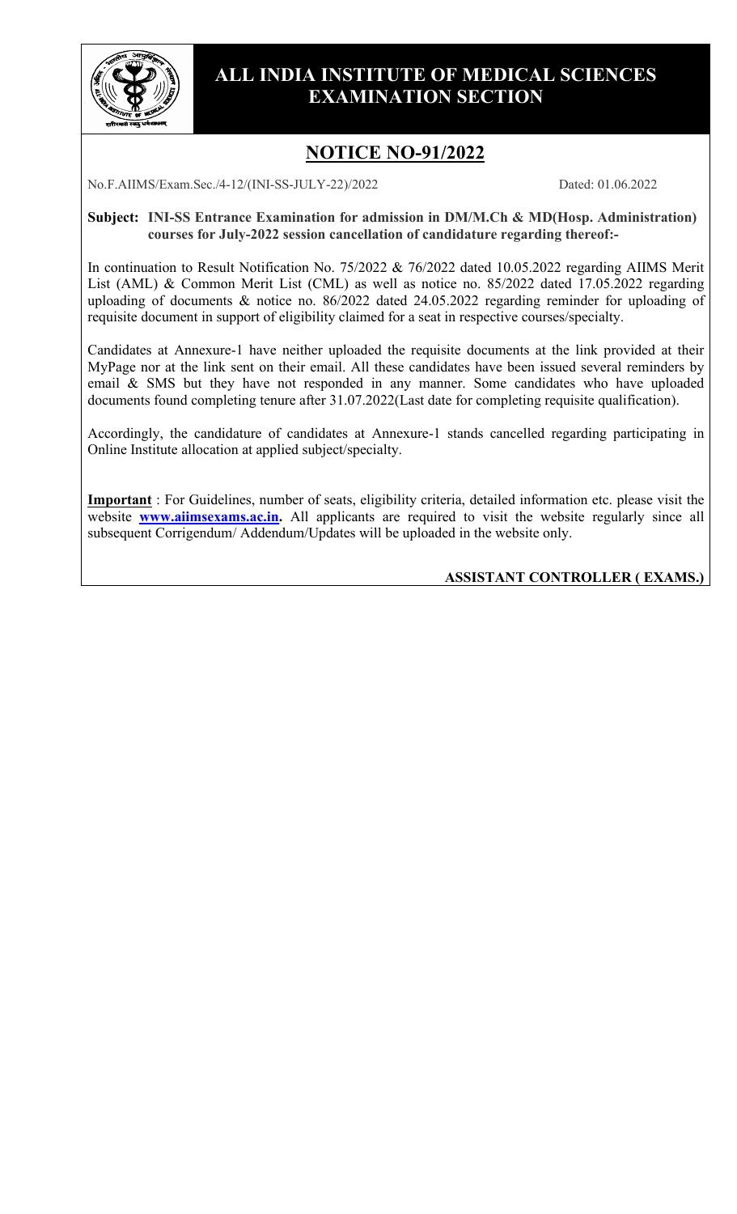# ALL INDIA INSTITUTE OF MEDICAL SCIENCES
# EXAMINATION SECTION

## NOTICE NO-91/2022

No.F.AIIMS/Exam.Sec./4-12/(INI-SS-JULY-22)/2022 Dated: 01.06.2022

**Subject: INI-SS Entrance Examination for admission in DM/M.Ch & MD(Hosp. Administration) courses for July-2022 session cancellation of candidature regarding thereof:-**

In continuation to Result Notification No. 75/2022 & 76/2022 dated 10.05.2022 regarding AIIMS Merit List (AML) & Common Merit List (CML) as well as notice no. 85/2022 dated 17.05.2022 regarding uploading of documents & notice no. 86/2022 dated 24.05.2022 regarding reminder for uploading of requisite document in support of eligibility claimed for a seat in respective courses/specialty.

Candidates at Annexure-1 have neither uploaded the requisite documents at the link provided at their MyPage nor at the link sent on their email. All these candidates have been issued several reminders by email & SMS but they have not responded in any manner. Some candidates who have uploaded documents found completing tenure after 31.07.2022(Last date for completing requisite qualification).

Accordingly, the candidature of candidates at Annexure-1 stands cancelled regarding participating in Online Institute allocation at applied subject/specialty.

**Important** : For Guidelines, number of seats, eligibility criteria, detailed information etc. please visit the website **www.aiimsexams.ac.in.** All applicants are required to visit the website regularly since all subsequent Corrigendum/ Addendum/Updates will be uploaded in the website only.

**ASSISTANT CONTROLLER ( EXAMS.)**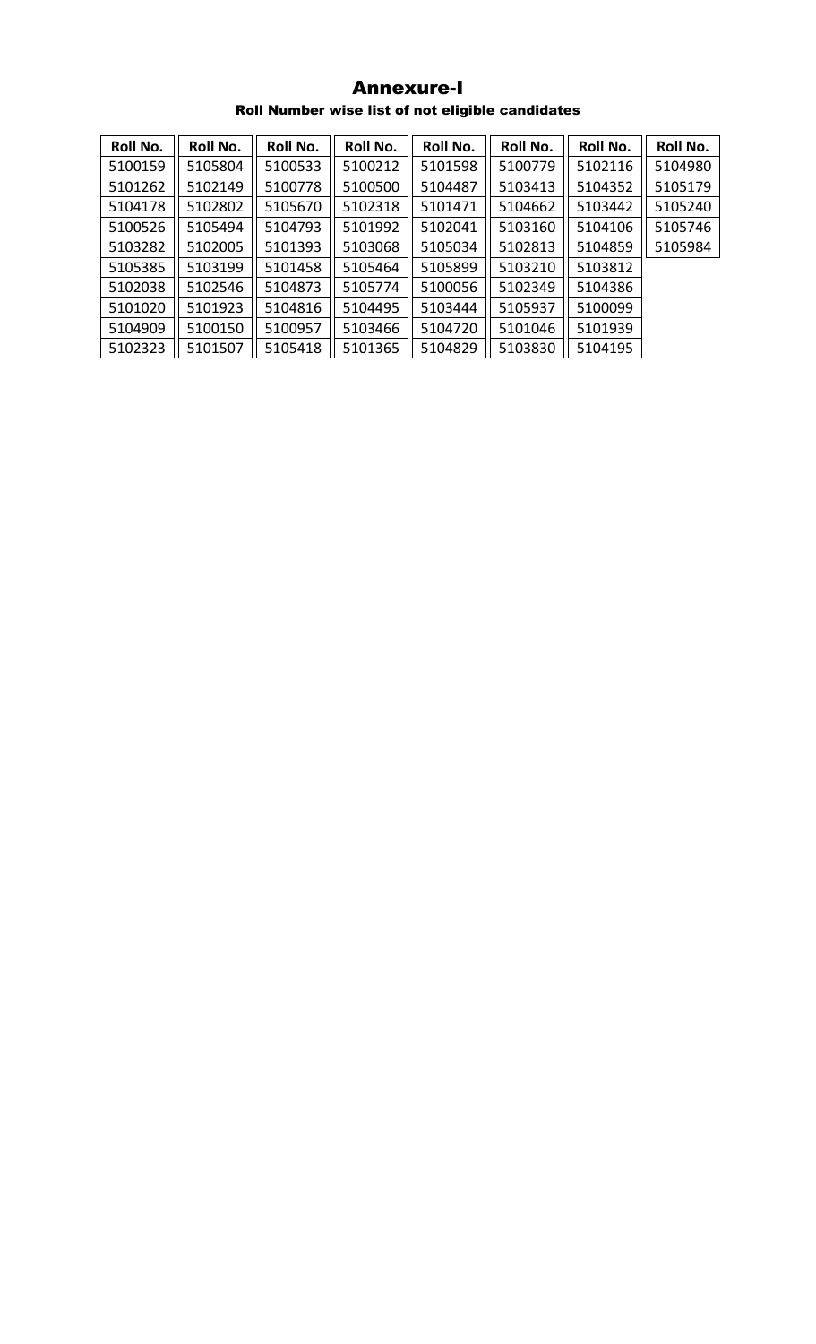# Annexure-I

### Roll Number wise list of not eligible candidates

| Roll No. | Roll No. | Roll No. | Roll No. | Roll No. | Roll No. | Roll No. | Roll No. |
|---|---|---|---|---|---|---|---|
| 5100159 | 5105804 | 5100533 | 5100212 | 5101598 | 5100779 | 5102116 | 5104980 |
| 5101262 | 5102149 | 5100778 | 5100500 | 5104487 | 5103413 | 5104352 | 5105179 |
| 5104178 | 5102802 | 5105670 | 5102318 | 5101471 | 5104662 | 5103442 | 5105240 |
| 5100526 | 5105494 | 5104793 | 5101992 | 5102041 | 5103160 | 5104106 | 5105746 |
| 5103282 | 5102005 | 5101393 | 5103068 | 5105034 | 5102813 | 5104859 | 5105984 |
| 5105385 | 5103199 | 5101458 | 5105464 | 5105899 | 5103210 | 5103812 | |
| 5102038 | 5102546 | 5104873 | 5105774 | 5100056 | 5102349 | 5104386 | |
| 5101020 | 5101923 | 5104816 | 5104495 | 5103444 | 5105937 | 5100099 | |
| 5104909 | 5100150 | 5100957 | 5103466 | 5104720 | 5101046 | 5101939 | |
| 5102323 | 5101507 | 5105418 | 5101365 | 5104829 | 5103830 | 5104195 | |